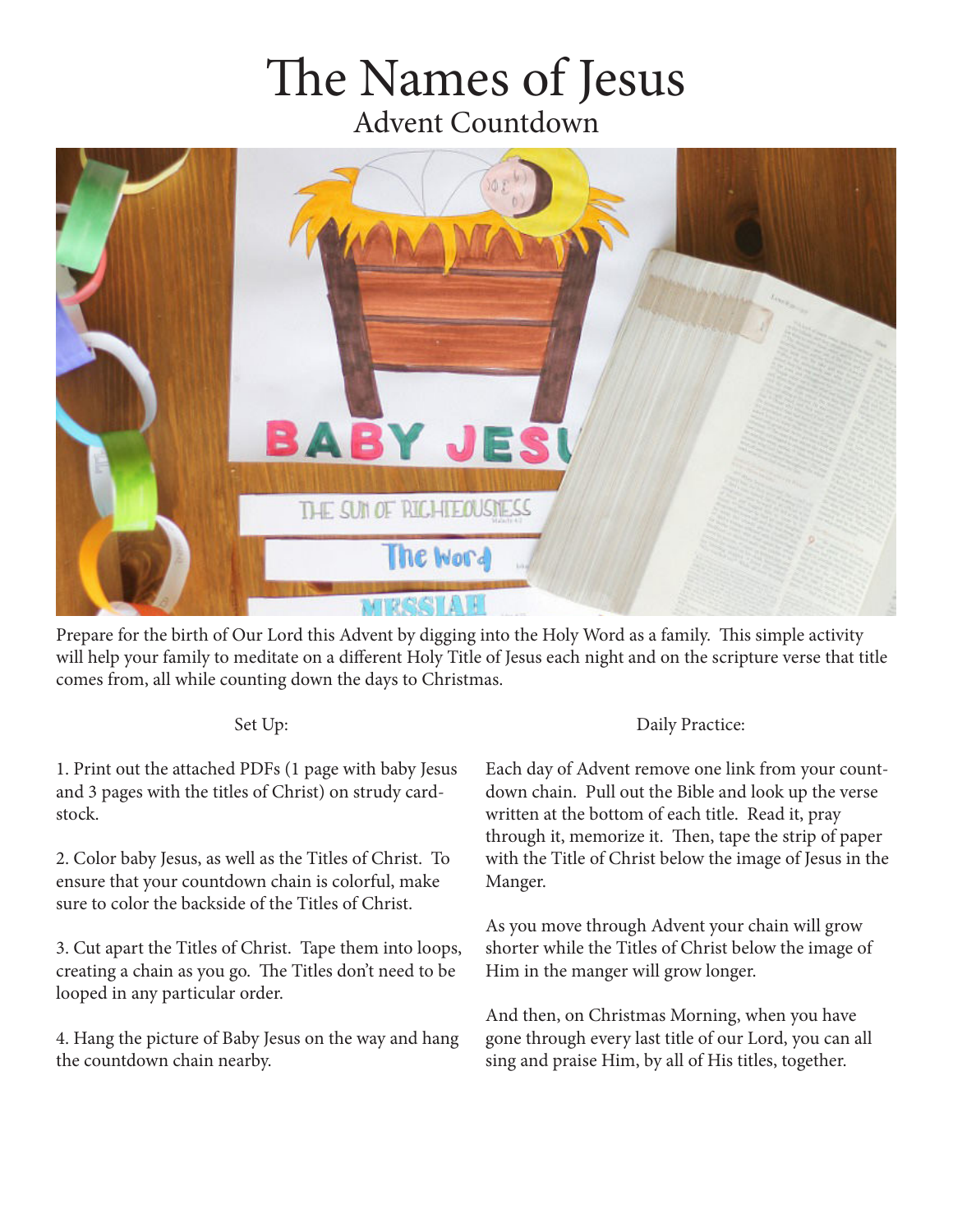# The Names of Jesus

## Advent Countdown

Prepare for the birth of Our Lord this Advent by digging into the Holy Word as a family. This simple activity will help your family to meditate on a different Holy Title of Jesus each night and on the scripture verse that title comes from, all while counting down the days to Christmas.

### Set Up:

1. Print out the attached PDFs (1 page with baby Jesus and 3 pages with the titles of Christ) on strudy card-stock.

2. Color baby Jesus, as well as the Titles of Christ. To ensure that your countdown chain is colorful, make sure to color the backside of the Titles of Christ.

3. Cut apart the Titles of Christ. Tape them into loops, creating a chain as you go. The Titles don't need to be looped in any particular order.

4. Hang the picture of Baby Jesus on the way and hang the countdown chain nearby.

### Daily Practice:

Each day of Advent remove one link from your count-down chain. Pull out the Bible and look up the verse written at the bottom of each title. Read it, pray through it, memorize it. Then, tape the strip of paper with the Title of Christ below the image of Jesus in the Manger.

As you move through Advent your chain will grow shorter while the Titles of Christ below the image of Him in the manger will grow longer.

And then, on Christmas Morning, when you have gone through every last title of our Lord, you can all sing and praise Him, by all of His titles, together.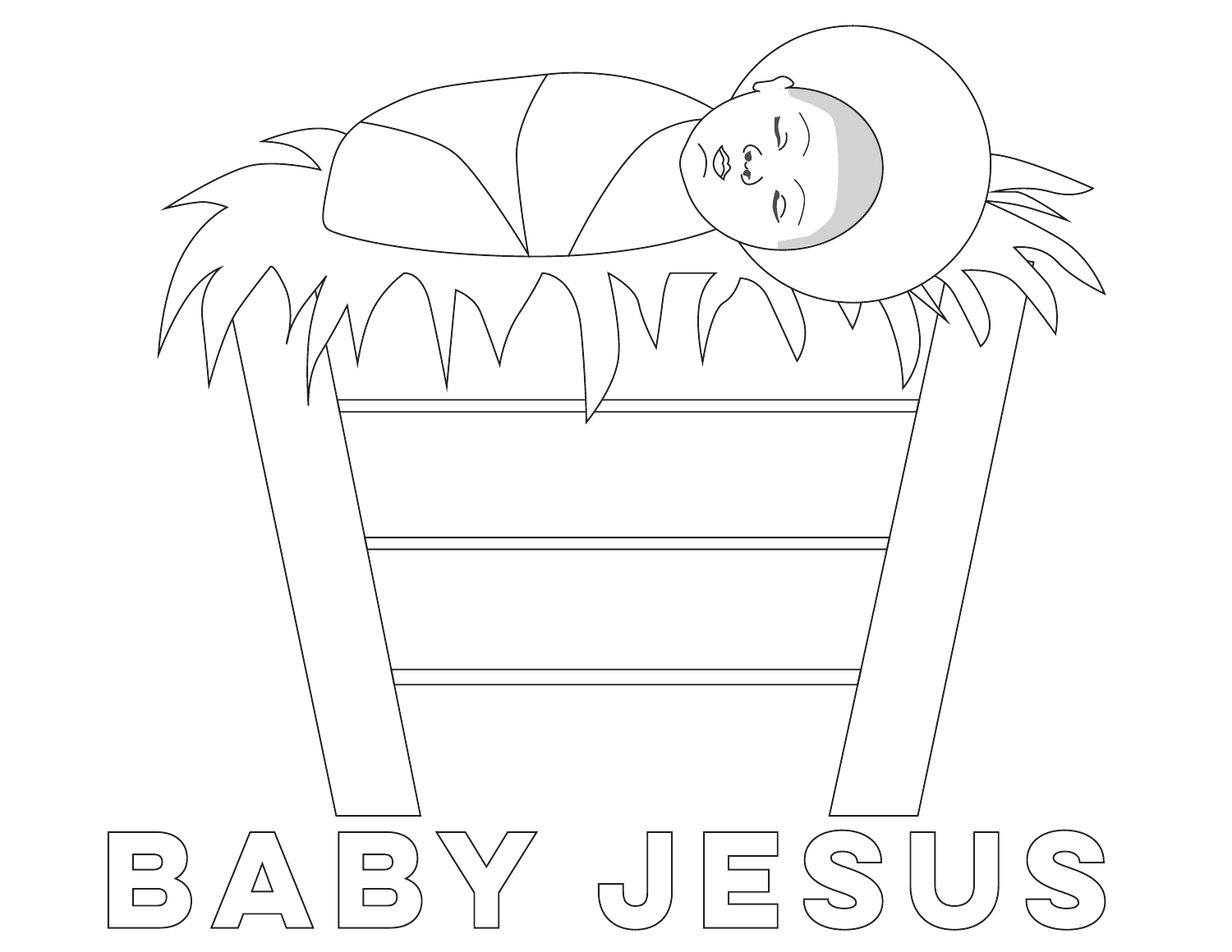BABY JESUS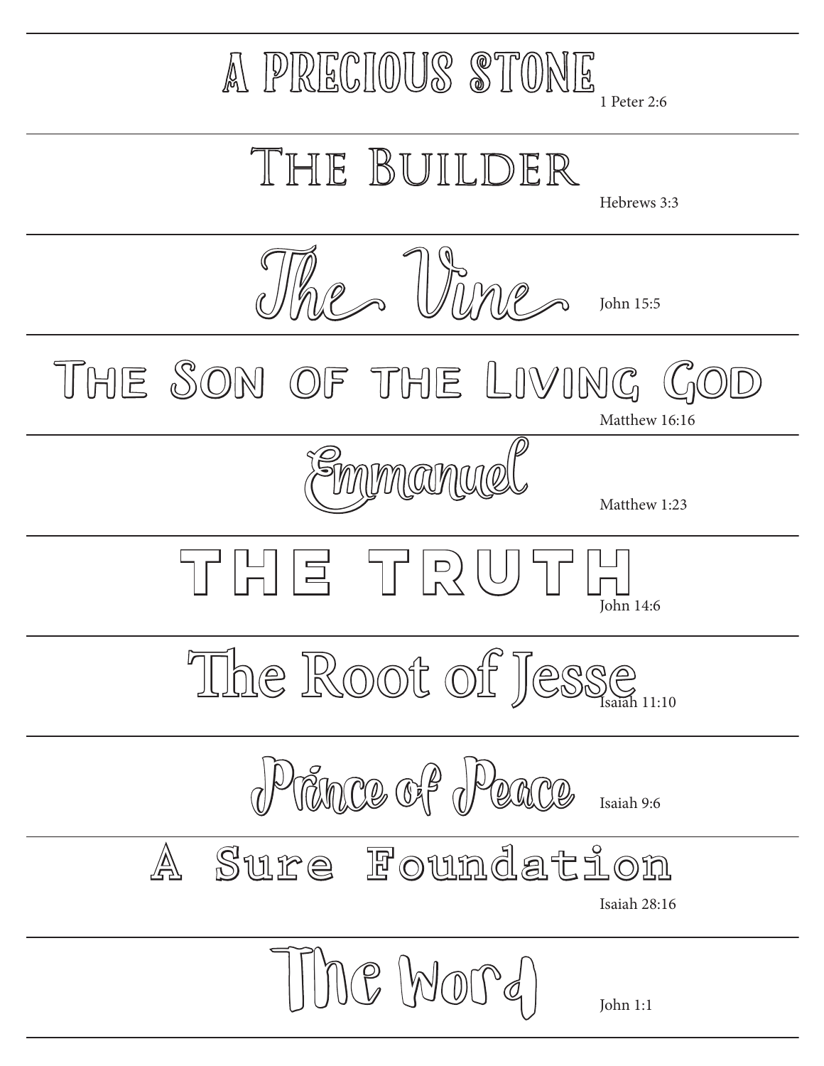A PRECIOUS STONE 1 Peter 2:6

---

The Builder

Hebrews 3:3

---

The Vine John 15:5

---

The Son of the Living God

Matthew 16:16

---

Emmanuel

Matthew 1:23

---

THE TRUTH

John 14:6

---

The Root of Jesse Isaiah 11:10

---

Prince of Peace Isaiah 9:6

---

A Sure Foundation

Isaiah 28:16

---

The Word

John 1:1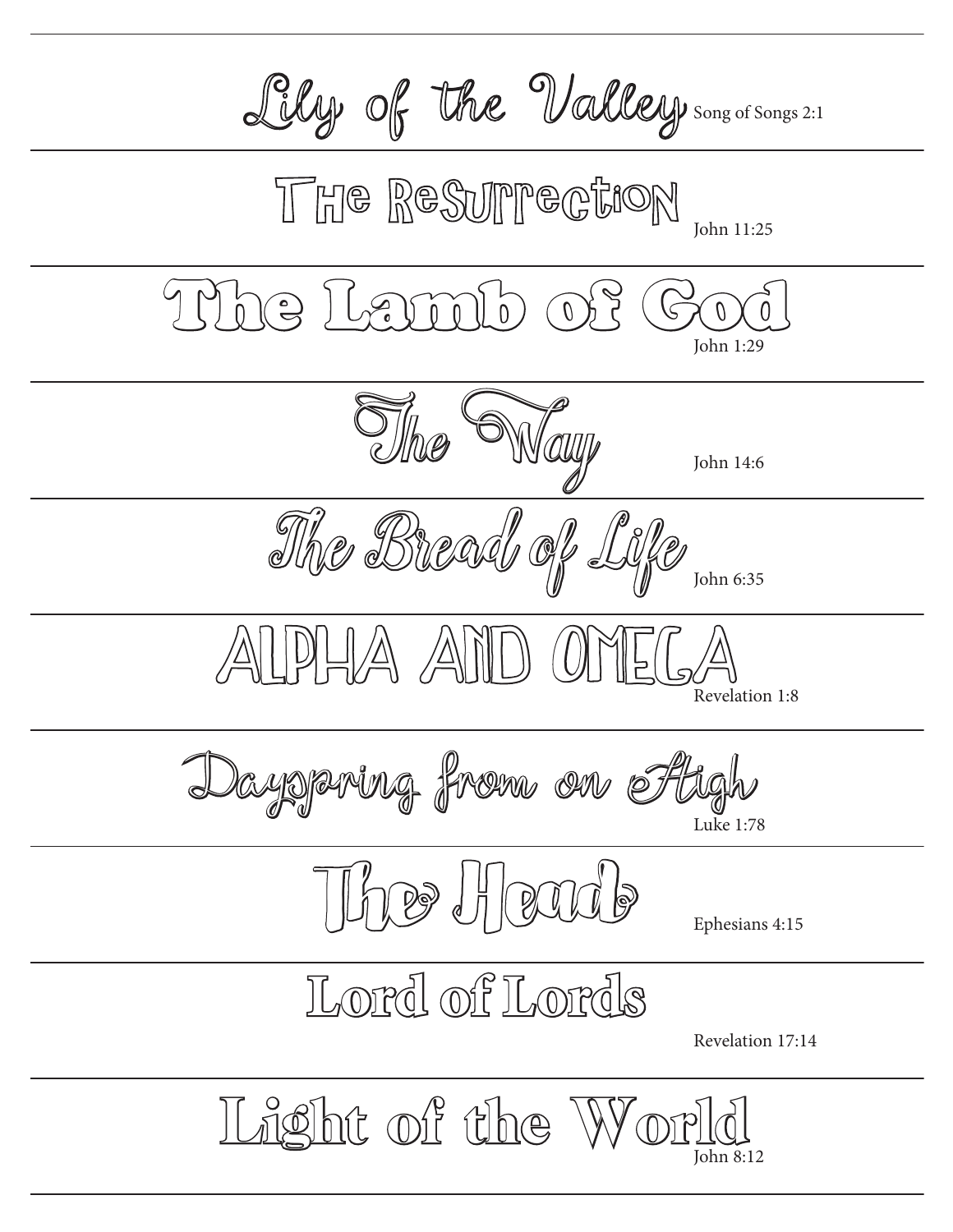Lily of the Valley Song of Songs 2:1

---

The Resurrection John 11:25

---

The Lamb of God John 1:29

---

The Way John 14:6

---

The Bread of Life John 6:35

---

ALPHA AND OMEGA Revelation 1:8

---

Dayspring from on High Luke 1:78

---

The Head Ephesians 4:15

---

Lord of Lords Revelation 17:14

---

Light of the World John 8:12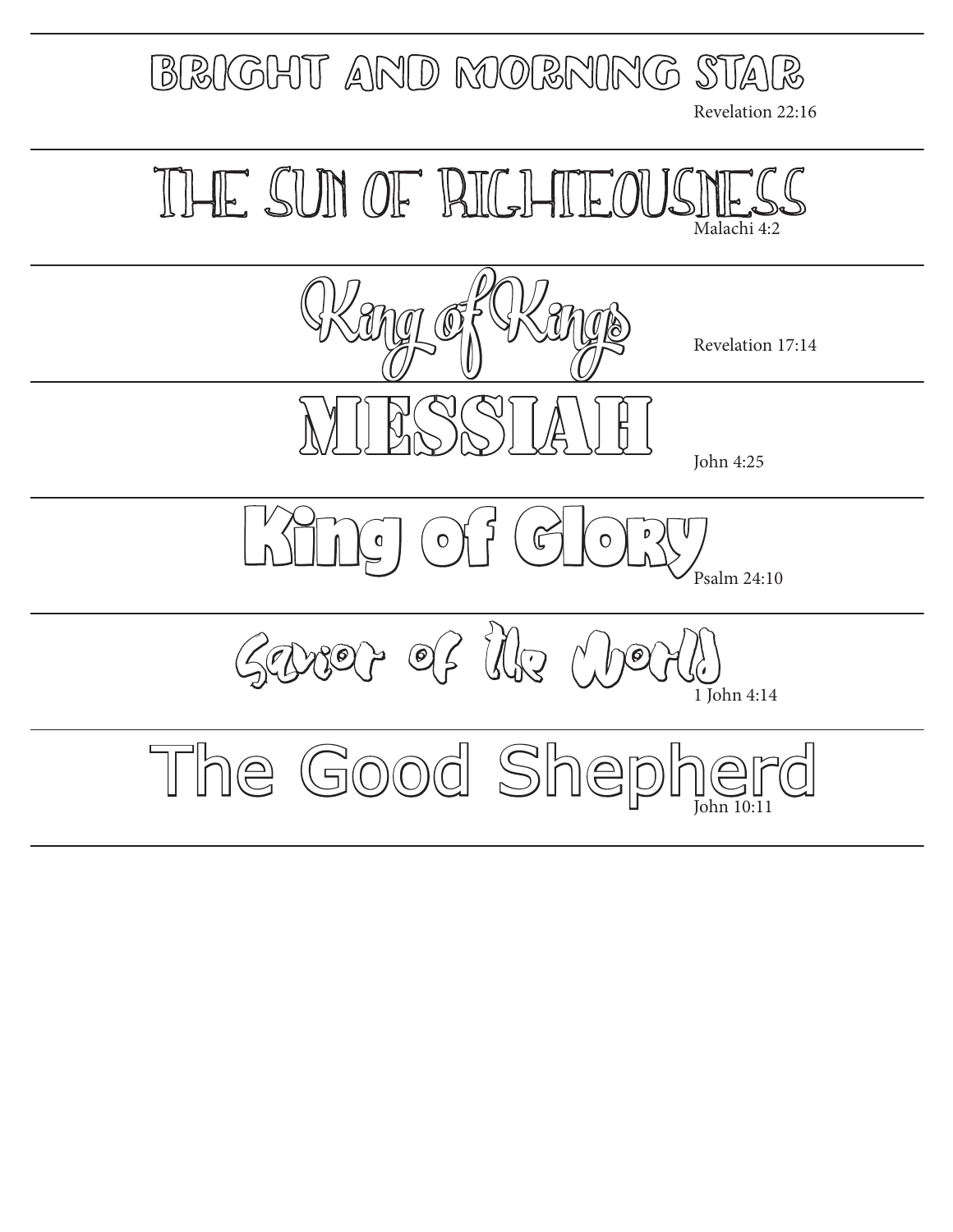BRIGHT AND MORNING STAR

Revelation 22:16

---

THE SUN OF RIGHTEOUSNESS

Malachi 4:2

---

King of Kings

Revelation 17:14

---

MESSIAH

John 4:25

---

King of Glory

Psalm 24:10

---

Savior of the World

1 John 4:14

---

The Good Shepherd

John 10:11